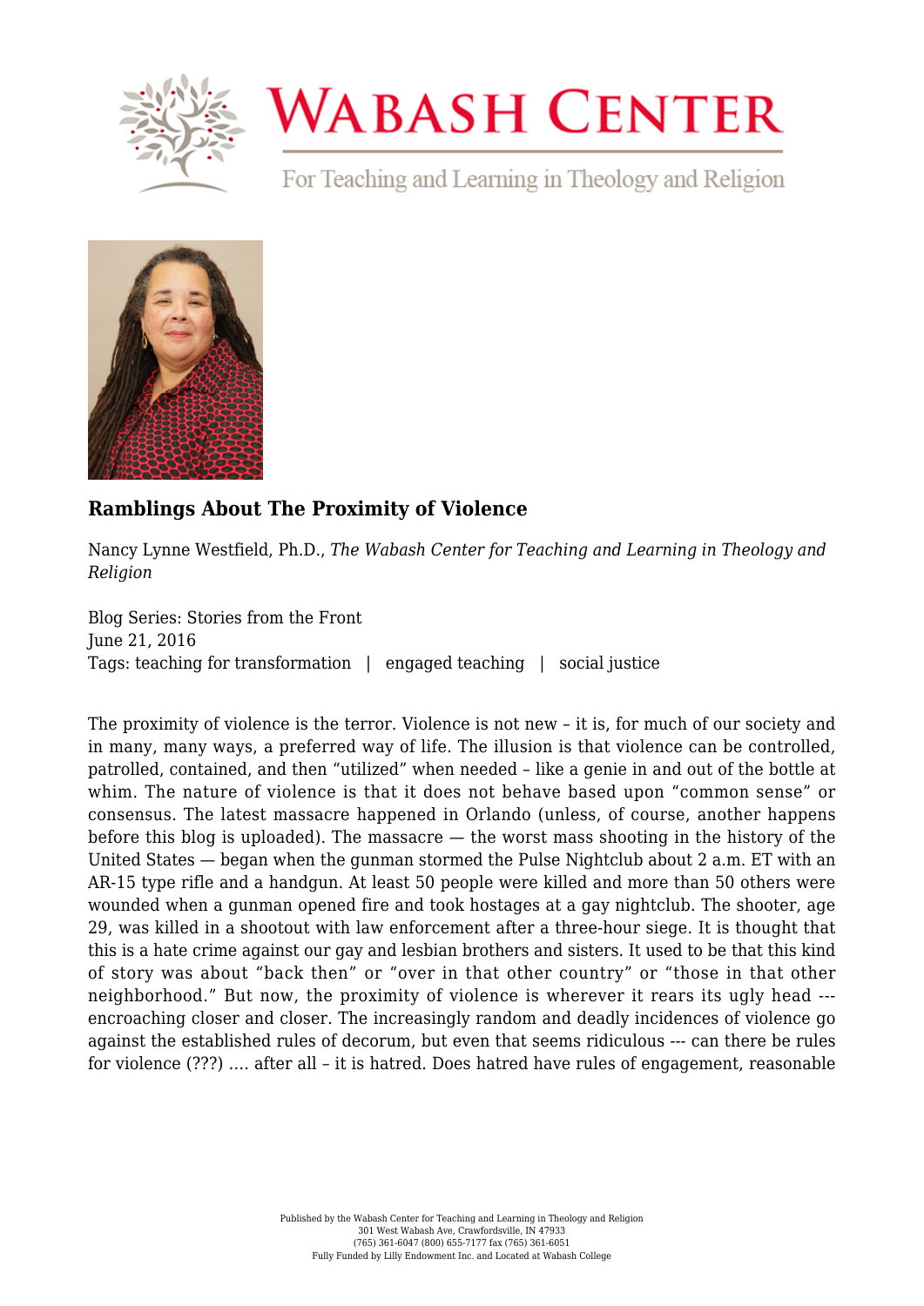# Ramblings About The Proximity of Violence

Nancy Lynne Westfield, Ph.D., *The Wabash Center for Teaching and Learning in Theology and Religion*

Blog Series: Stories from the Front
June 21, 2016
Tags: teaching for transformation | engaged teaching | social justice

The proximity of violence is the terror. Violence is not new – it is, for much of our society and in many, many ways, a preferred way of life. The illusion is that violence can be controlled, patrolled, contained, and then "utilized" when needed – like a genie in and out of the bottle at whim. The nature of violence is that it does not behave based upon "common sense" or consensus. The latest massacre happened in Orlando (unless, of course, another happens before this blog is uploaded). The massacre — the worst mass shooting in the history of the United States — began when the gunman stormed the Pulse Nightclub about 2 a.m. ET with an AR-15 type rifle and a handgun. At least 50 people were killed and more than 50 others were wounded when a gunman opened fire and took hostages at a gay nightclub. The shooter, age 29, was killed in a shootout with law enforcement after a three-hour siege. It is thought that this is a hate crime against our gay and lesbian brothers and sisters. It used to be that this kind of story was about "back then" or "over in that other country" or "those in that other neighborhood." But now, the proximity of violence is wherever it rears its ugly head --- encroaching closer and closer. The increasingly random and deadly incidences of violence go against the established rules of decorum, but even that seems ridiculous --- can there be rules for violence (???) …. after all – it is hatred. Does hatred have rules of engagement, reasonable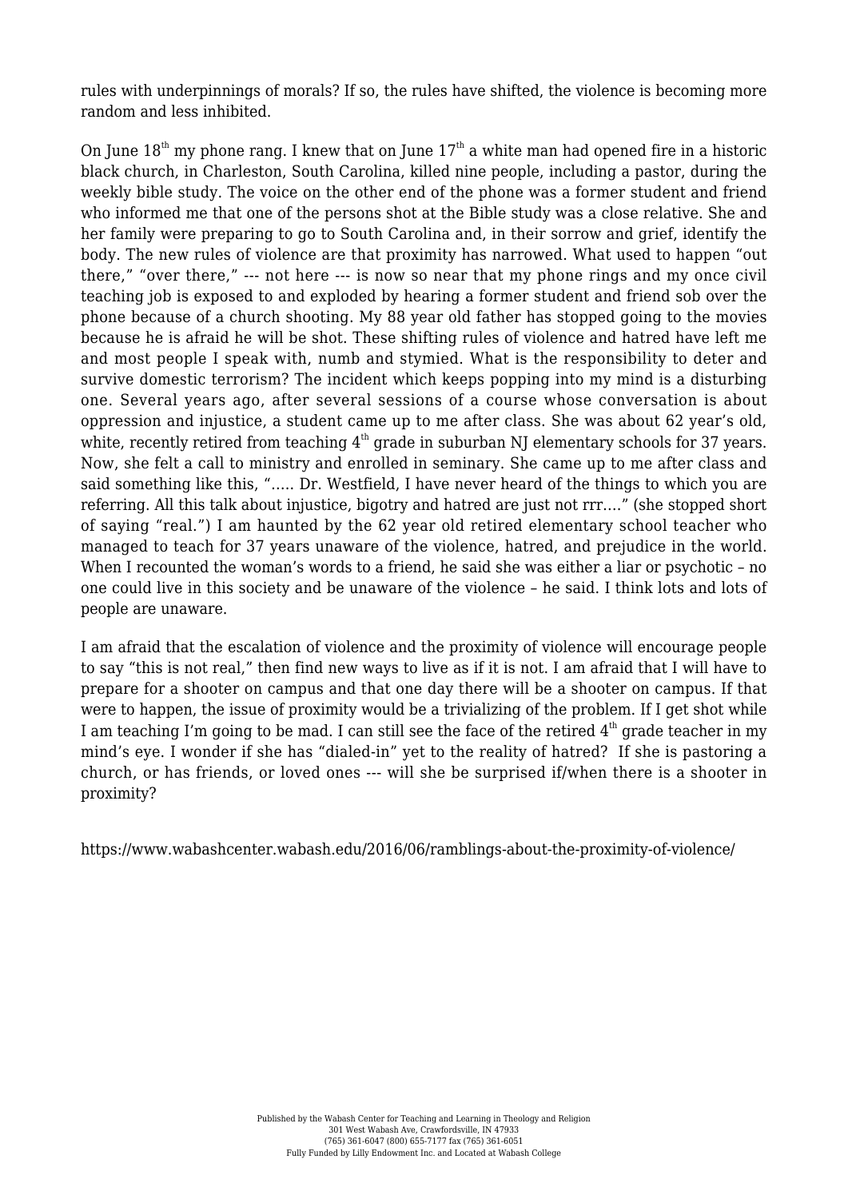rules with underpinnings of morals? If so, the rules have shifted, the violence is becoming more random and less inhibited.

On June 18th my phone rang. I knew that on June 17th a white man had opened fire in a historic black church, in Charleston, South Carolina, killed nine people, including a pastor, during the weekly bible study. The voice on the other end of the phone was a former student and friend who informed me that one of the persons shot at the Bible study was a close relative. She and her family were preparing to go to South Carolina and, in their sorrow and grief, identify the body. The new rules of violence are that proximity has narrowed. What used to happen "out there," "over there," --- not here --- is now so near that my phone rings and my once civil teaching job is exposed to and exploded by hearing a former student and friend sob over the phone because of a church shooting. My 88 year old father has stopped going to the movies because he is afraid he will be shot. These shifting rules of violence and hatred have left me and most people I speak with, numb and stymied. What is the responsibility to deter and survive domestic terrorism? The incident which keeps popping into my mind is a disturbing one. Several years ago, after several sessions of a course whose conversation is about oppression and injustice, a student came up to me after class. She was about 62 year's old, white, recently retired from teaching 4th grade in suburban NJ elementary schools for 37 years. Now, she felt a call to ministry and enrolled in seminary. She came up to me after class and said something like this, "….. Dr. Westfield, I have never heard of the things to which you are referring. All this talk about injustice, bigotry and hatred are just not rrr…." (she stopped short of saying "real.") I am haunted by the 62 year old retired elementary school teacher who managed to teach for 37 years unaware of the violence, hatred, and prejudice in the world. When I recounted the woman's words to a friend, he said she was either a liar or psychotic – no one could live in this society and be unaware of the violence – he said. I think lots and lots of people are unaware.

I am afraid that the escalation of violence and the proximity of violence will encourage people to say "this is not real," then find new ways to live as if it is not. I am afraid that I will have to prepare for a shooter on campus and that one day there will be a shooter on campus. If that were to happen, the issue of proximity would be a trivializing of the problem. If I get shot while I am teaching I'm going to be mad. I can still see the face of the retired 4th grade teacher in my mind's eye. I wonder if she has "dialed-in" yet to the reality of hatred? If she is pastoring a church, or has friends, or loved ones --- will she be surprised if/when there is a shooter in proximity?

https://www.wabashcenter.wabash.edu/2016/06/ramblings-about-the-proximity-of-violence/